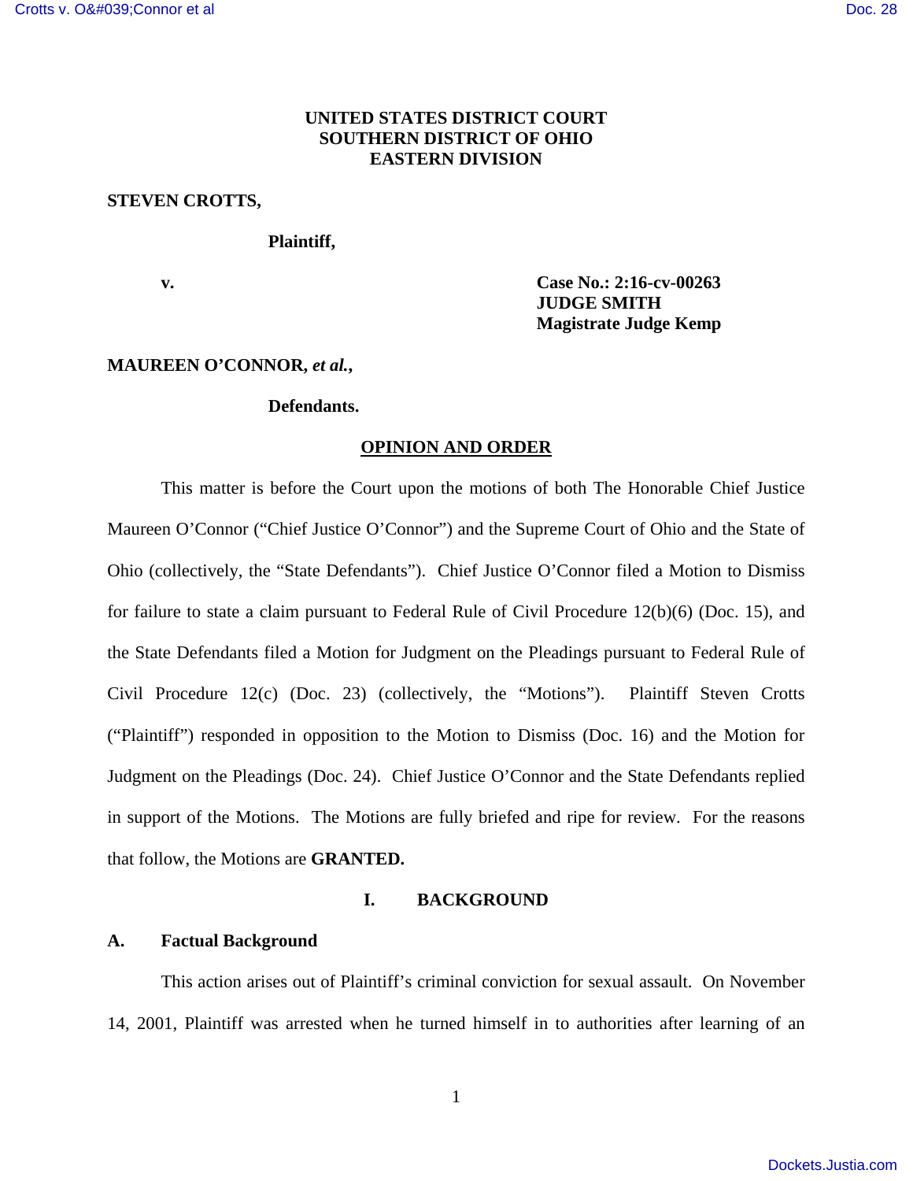**UNITED STATES DISTRICT COURT**
**SOUTHERN DISTRICT OF OHIO**
**EASTERN DIVISION**

**STEVEN CROTTS,**

**Plaintiff,**

**v.**

**Case No.: 2:16-cv-00263**
**JUDGE SMITH**
**Magistrate Judge Kemp**

**MAUREEN O'CONNOR, *et al.*,**

**Defendants.**

## OPINION AND ORDER

This matter is before the Court upon the motions of both The Honorable Chief Justice Maureen O'Connor ("Chief Justice O'Connor") and the Supreme Court of Ohio and the State of Ohio (collectively, the "State Defendants"). Chief Justice O'Connor filed a Motion to Dismiss for failure to state a claim pursuant to Federal Rule of Civil Procedure 12(b)(6) (Doc. 15), and the State Defendants filed a Motion for Judgment on the Pleadings pursuant to Federal Rule of Civil Procedure 12(c) (Doc. 23) (collectively, the "Motions"). Plaintiff Steven Crotts ("Plaintiff") responded in opposition to the Motion to Dismiss (Doc. 16) and the Motion for Judgment on the Pleadings (Doc. 24). Chief Justice O'Connor and the State Defendants replied in support of the Motions. The Motions are fully briefed and ripe for review. For the reasons that follow, the Motions are **GRANTED.**

## I. BACKGROUND

### A. Factual Background

This action arises out of Plaintiff's criminal conviction for sexual assault. On November 14, 2001, Plaintiff was arrested when he turned himself in to authorities after learning of an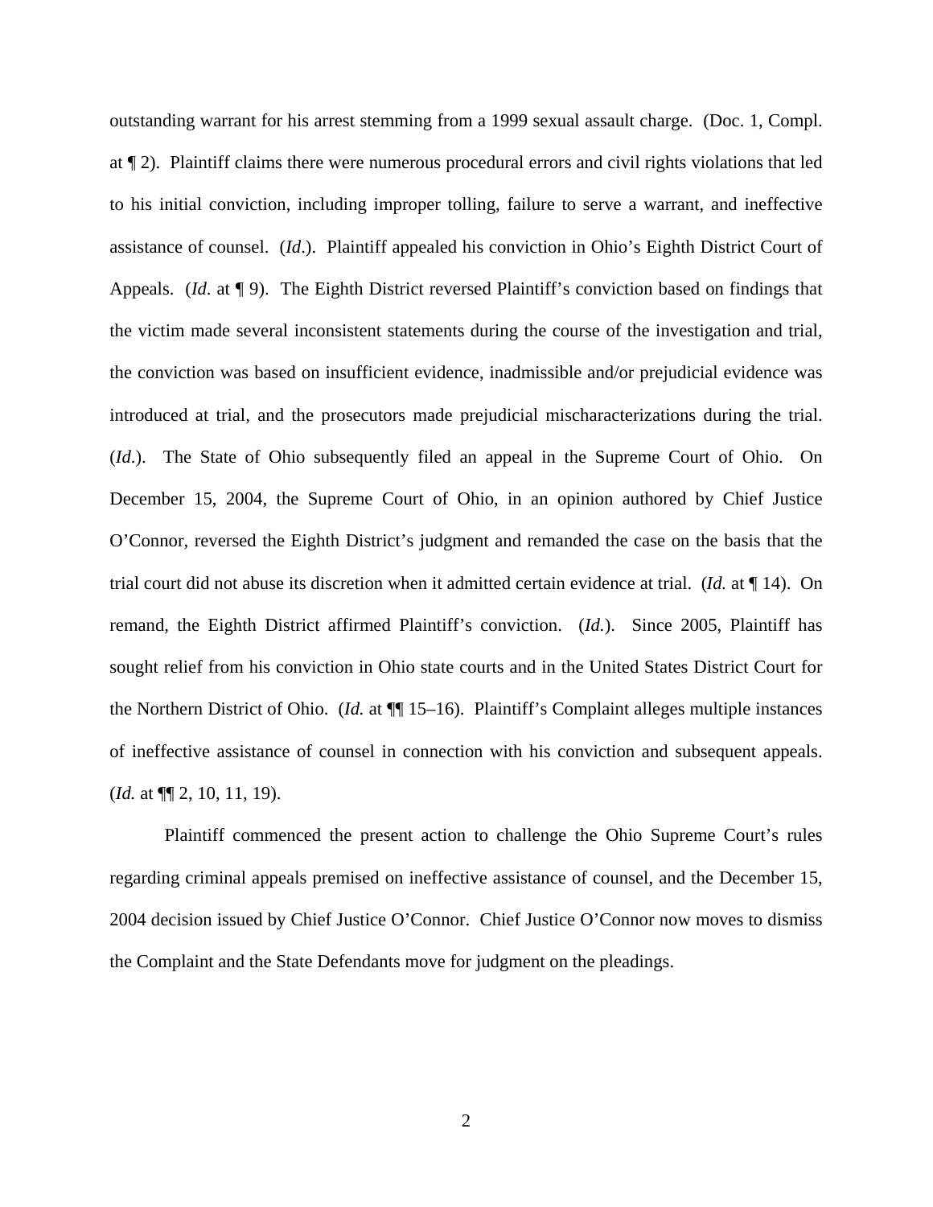outstanding warrant for his arrest stemming from a 1999 sexual assault charge. (Doc. 1, Compl. at ¶ 2). Plaintiff claims there were numerous procedural errors and civil rights violations that led to his initial conviction, including improper tolling, failure to serve a warrant, and ineffective assistance of counsel. (*Id*.). Plaintiff appealed his conviction in Ohio's Eighth District Court of Appeals. (*Id*. at ¶ 9). The Eighth District reversed Plaintiff's conviction based on findings that the victim made several inconsistent statements during the course of the investigation and trial, the conviction was based on insufficient evidence, inadmissible and/or prejudicial evidence was introduced at trial, and the prosecutors made prejudicial mischaracterizations during the trial. (*Id*.). The State of Ohio subsequently filed an appeal in the Supreme Court of Ohio. On December 15, 2004, the Supreme Court of Ohio, in an opinion authored by Chief Justice O'Connor, reversed the Eighth District's judgment and remanded the case on the basis that the trial court did not abuse its discretion when it admitted certain evidence at trial. (*Id.* at ¶ 14). On remand, the Eighth District affirmed Plaintiff's conviction. (*Id.*). Since 2005, Plaintiff has sought relief from his conviction in Ohio state courts and in the United States District Court for the Northern District of Ohio. (*Id.* at ¶¶ 15–16). Plaintiff's Complaint alleges multiple instances of ineffective assistance of counsel in connection with his conviction and subsequent appeals. (*Id.* at ¶¶ 2, 10, 11, 19).

Plaintiff commenced the present action to challenge the Ohio Supreme Court's rules regarding criminal appeals premised on ineffective assistance of counsel, and the December 15, 2004 decision issued by Chief Justice O'Connor. Chief Justice O'Connor now moves to dismiss the Complaint and the State Defendants move for judgment on the pleadings.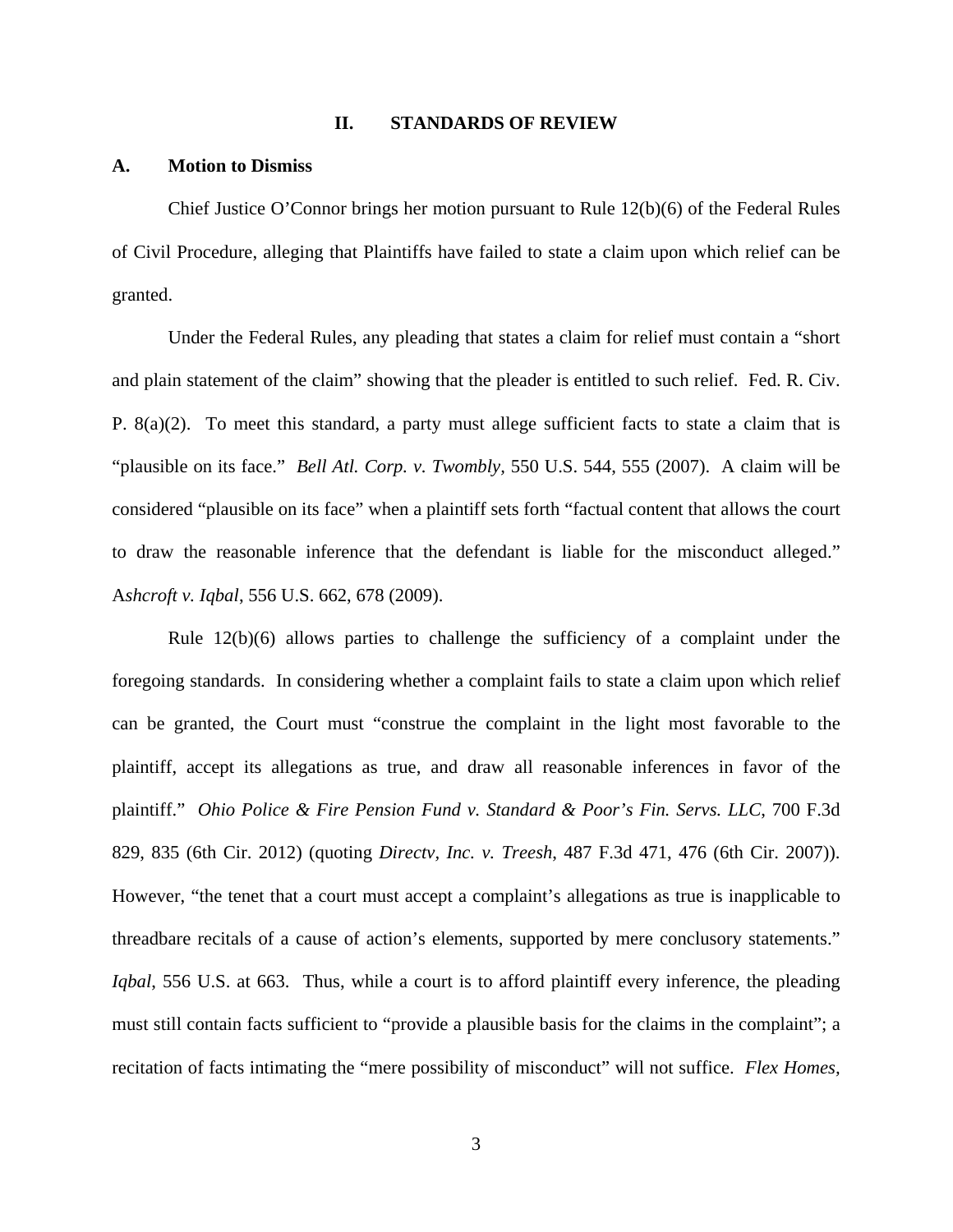## II. STANDARDS OF REVIEW

### A. Motion to Dismiss

Chief Justice O'Connor brings her motion pursuant to Rule 12(b)(6) of the Federal Rules of Civil Procedure, alleging that Plaintiffs have failed to state a claim upon which relief can be granted.

Under the Federal Rules, any pleading that states a claim for relief must contain a "short and plain statement of the claim" showing that the pleader is entitled to such relief. Fed. R. Civ. P. 8(a)(2). To meet this standard, a party must allege sufficient facts to state a claim that is "plausible on its face." *Bell Atl. Corp. v. Twombly*, 550 U.S. 544, 555 (2007). A claim will be considered "plausible on its face" when a plaintiff sets forth "factual content that allows the court to draw the reasonable inference that the defendant is liable for the misconduct alleged." A*shcroft v. Iqbal*, 556 U.S. 662, 678 (2009).

Rule 12(b)(6) allows parties to challenge the sufficiency of a complaint under the foregoing standards. In considering whether a complaint fails to state a claim upon which relief can be granted, the Court must "construe the complaint in the light most favorable to the plaintiff, accept its allegations as true, and draw all reasonable inferences in favor of the plaintiff." *Ohio Police & Fire Pension Fund v. Standard & Poor's Fin. Servs. LLC*, 700 F.3d 829, 835 (6th Cir. 2012) (quoting *Directv, Inc. v. Treesh*, 487 F.3d 471, 476 (6th Cir. 2007)). However, "the tenet that a court must accept a complaint's allegations as true is inapplicable to threadbare recitals of a cause of action's elements, supported by mere conclusory statements." *Iqbal*, 556 U.S. at 663. Thus, while a court is to afford plaintiff every inference, the pleading must still contain facts sufficient to "provide a plausible basis for the claims in the complaint"; a recitation of facts intimating the "mere possibility of misconduct" will not suffice. *Flex Homes,*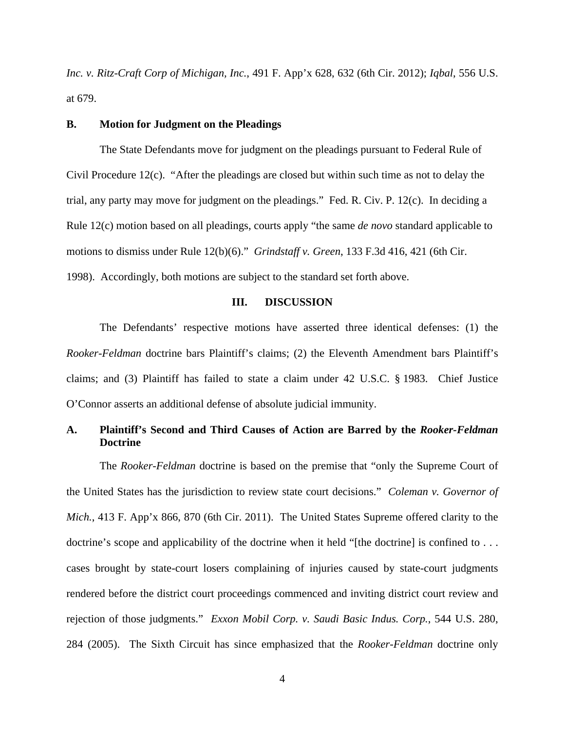*Inc. v. Ritz-Craft Corp of Michigan, Inc.*, 491 F. App'x 628, 632 (6th Cir. 2012); *Iqbal*, 556 U.S. at 679.

### B. Motion for Judgment on the Pleadings

The State Defendants move for judgment on the pleadings pursuant to Federal Rule of Civil Procedure 12(c). "After the pleadings are closed but within such time as not to delay the trial, any party may move for judgment on the pleadings." Fed. R. Civ. P. 12(c). In deciding a Rule 12(c) motion based on all pleadings, courts apply "the same *de novo* standard applicable to motions to dismiss under Rule 12(b)(6)." *Grindstaff v. Green*, 133 F.3d 416, 421 (6th Cir. 1998). Accordingly, both motions are subject to the standard set forth above.

## III. DISCUSSION

The Defendants' respective motions have asserted three identical defenses: (1) the *Rooker-Feldman* doctrine bars Plaintiff's claims; (2) the Eleventh Amendment bars Plaintiff's claims; and (3) Plaintiff has failed to state a claim under 42 U.S.C. § 1983. Chief Justice O'Connor asserts an additional defense of absolute judicial immunity.

### A. Plaintiff's Second and Third Causes of Action are Barred by the *Rooker-Feldman* Doctrine

The *Rooker-Feldman* doctrine is based on the premise that "only the Supreme Court of the United States has the jurisdiction to review state court decisions." *Coleman v. Governor of Mich.*, 413 F. App'x 866, 870 (6th Cir. 2011). The United States Supreme offered clarity to the doctrine's scope and applicability of the doctrine when it held "[the doctrine] is confined to . . . cases brought by state-court losers complaining of injuries caused by state-court judgments rendered before the district court proceedings commenced and inviting district court review and rejection of those judgments." *Exxon Mobil Corp. v. Saudi Basic Indus. Corp.*, 544 U.S. 280, 284 (2005). The Sixth Circuit has since emphasized that the *Rooker-Feldman* doctrine only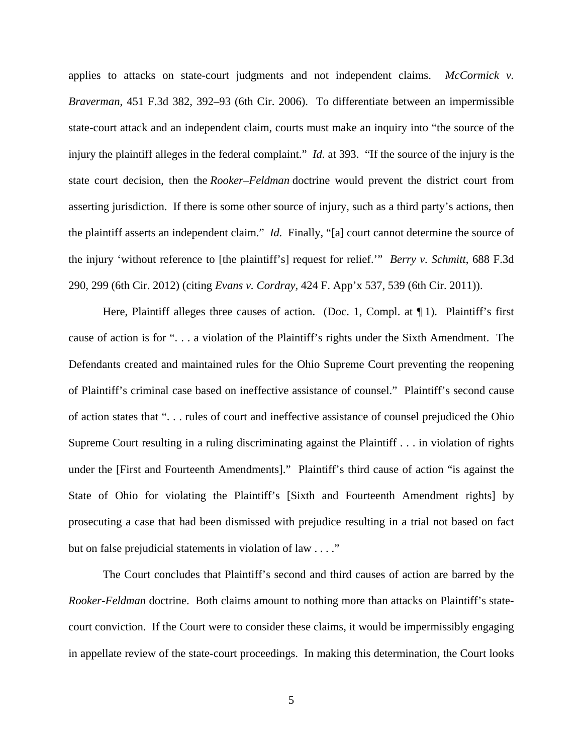applies to attacks on state-court judgments and not independent claims. *McCormick v. Braverman*, 451 F.3d 382, 392–93 (6th Cir. 2006). To differentiate between an impermissible state-court attack and an independent claim, courts must make an inquiry into "the source of the injury the plaintiff alleges in the federal complaint." *Id.* at 393. "If the source of the injury is the state court decision, then the *Rooker–Feldman* doctrine would prevent the district court from asserting jurisdiction. If there is some other source of injury, such as a third party's actions, then the plaintiff asserts an independent claim." *Id.* Finally, "[a] court cannot determine the source of the injury 'without reference to [the plaintiff's] request for relief.'" *Berry v. Schmitt*, 688 F.3d 290, 299 (6th Cir. 2012) (citing *Evans v. Cordray*, 424 F. App'x 537, 539 (6th Cir. 2011)).

Here, Plaintiff alleges three causes of action. (Doc. 1, Compl. at ¶ 1). Plaintiff's first cause of action is for ". . . a violation of the Plaintiff's rights under the Sixth Amendment. The Defendants created and maintained rules for the Ohio Supreme Court preventing the reopening of Plaintiff's criminal case based on ineffective assistance of counsel." Plaintiff's second cause of action states that ". . . rules of court and ineffective assistance of counsel prejudiced the Ohio Supreme Court resulting in a ruling discriminating against the Plaintiff . . . in violation of rights under the [First and Fourteenth Amendments]." Plaintiff's third cause of action "is against the State of Ohio for violating the Plaintiff's [Sixth and Fourteenth Amendment rights] by prosecuting a case that had been dismissed with prejudice resulting in a trial not based on fact but on false prejudicial statements in violation of law . . . ."

The Court concludes that Plaintiff's second and third causes of action are barred by the *Rooker-Feldman* doctrine. Both claims amount to nothing more than attacks on Plaintiff's state-court conviction. If the Court were to consider these claims, it would be impermissibly engaging in appellate review of the state-court proceedings. In making this determination, the Court looks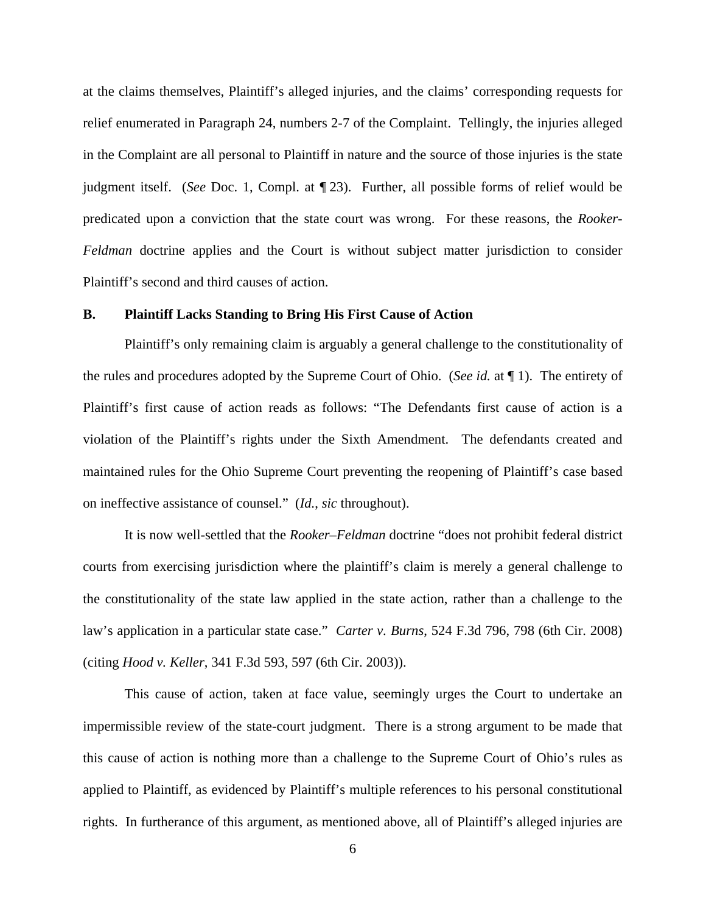at the claims themselves, Plaintiff's alleged injuries, and the claims' corresponding requests for relief enumerated in Paragraph 24, numbers 2-7 of the Complaint. Tellingly, the injuries alleged in the Complaint are all personal to Plaintiff in nature and the source of those injuries is the state judgment itself. (*See* Doc. 1, Compl. at ¶ 23). Further, all possible forms of relief would be predicated upon a conviction that the state court was wrong. For these reasons, the *Rooker-Feldman* doctrine applies and the Court is without subject matter jurisdiction to consider Plaintiff's second and third causes of action.

**B. Plaintiff Lacks Standing to Bring His First Cause of Action**

Plaintiff's only remaining claim is arguably a general challenge to the constitutionality of the rules and procedures adopted by the Supreme Court of Ohio. (*See id.* at ¶ 1). The entirety of Plaintiff's first cause of action reads as follows: "The Defendants first cause of action is a violation of the Plaintiff's rights under the Sixth Amendment. The defendants created and maintained rules for the Ohio Supreme Court preventing the reopening of Plaintiff's case based on ineffective assistance of counsel." (*Id.*, *sic* throughout).

It is now well-settled that the *Rooker–Feldman* doctrine "does not prohibit federal district courts from exercising jurisdiction where the plaintiff's claim is merely a general challenge to the constitutionality of the state law applied in the state action, rather than a challenge to the law's application in a particular state case." *Carter v. Burns*, 524 F.3d 796, 798 (6th Cir. 2008) (citing *Hood v. Keller*, 341 F.3d 593, 597 (6th Cir. 2003)).

This cause of action, taken at face value, seemingly urges the Court to undertake an impermissible review of the state-court judgment. There is a strong argument to be made that this cause of action is nothing more than a challenge to the Supreme Court of Ohio's rules as applied to Plaintiff, as evidenced by Plaintiff's multiple references to his personal constitutional rights. In furtherance of this argument, as mentioned above, all of Plaintiff's alleged injuries are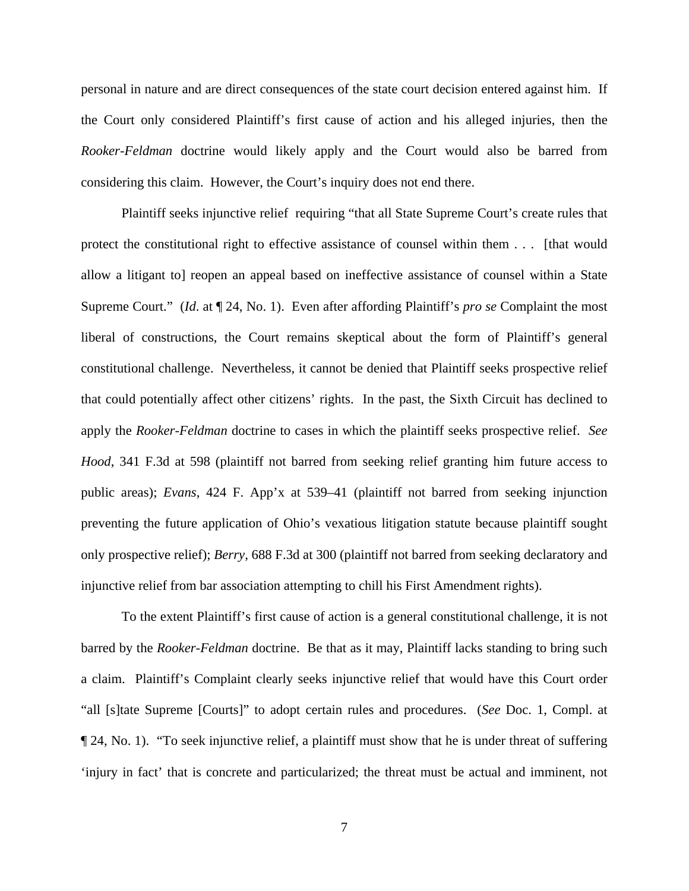personal in nature and are direct consequences of the state court decision entered against him. If the Court only considered Plaintiff's first cause of action and his alleged injuries, then the *Rooker-Feldman* doctrine would likely apply and the Court would also be barred from considering this claim. However, the Court's inquiry does not end there.

Plaintiff seeks injunctive relief requiring "that all State Supreme Court's create rules that protect the constitutional right to effective assistance of counsel within them . . . [that would allow a litigant to] reopen an appeal based on ineffective assistance of counsel within a State Supreme Court." (*Id*. at ¶ 24, No. 1). Even after affording Plaintiff's *pro se* Complaint the most liberal of constructions, the Court remains skeptical about the form of Plaintiff's general constitutional challenge. Nevertheless, it cannot be denied that Plaintiff seeks prospective relief that could potentially affect other citizens' rights. In the past, the Sixth Circuit has declined to apply the *Rooker-Feldman* doctrine to cases in which the plaintiff seeks prospective relief. *See Hood*, 341 F.3d at 598 (plaintiff not barred from seeking relief granting him future access to public areas); *Evans*, 424 F. App'x at 539–41 (plaintiff not barred from seeking injunction preventing the future application of Ohio's vexatious litigation statute because plaintiff sought only prospective relief); *Berry*, 688 F.3d at 300 (plaintiff not barred from seeking declaratory and injunctive relief from bar association attempting to chill his First Amendment rights).

To the extent Plaintiff's first cause of action is a general constitutional challenge, it is not barred by the *Rooker-Feldman* doctrine. Be that as it may, Plaintiff lacks standing to bring such a claim. Plaintiff's Complaint clearly seeks injunctive relief that would have this Court order "all [s]tate Supreme [Courts]" to adopt certain rules and procedures. (*See* Doc. 1, Compl. at ¶ 24, No. 1). "To seek injunctive relief, a plaintiff must show that he is under threat of suffering 'injury in fact' that is concrete and particularized; the threat must be actual and imminent, not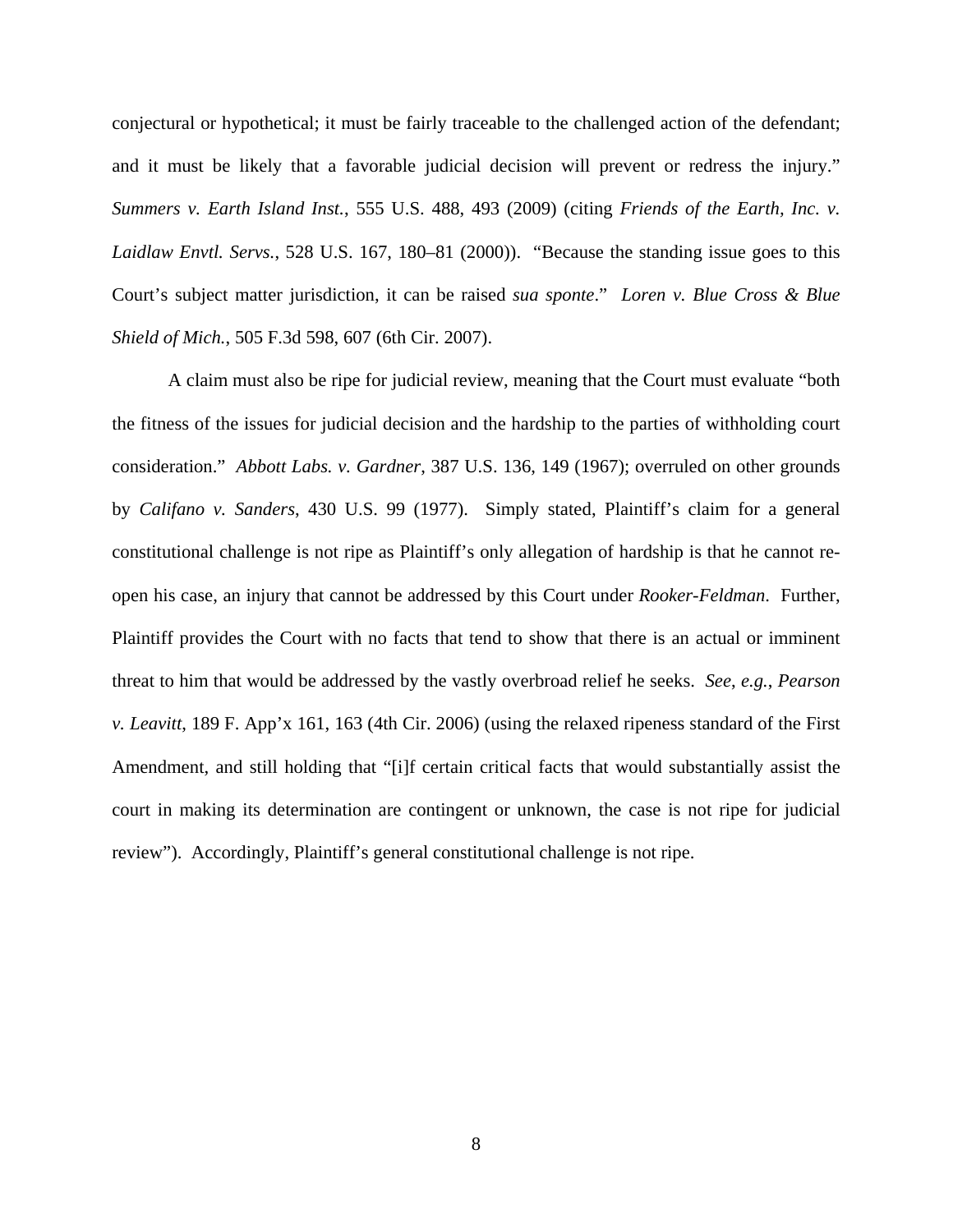conjectural or hypothetical; it must be fairly traceable to the challenged action of the defendant; and it must be likely that a favorable judicial decision will prevent or redress the injury." *Summers v. Earth Island Inst.*, 555 U.S. 488, 493 (2009) (citing *Friends of the Earth, Inc. v. Laidlaw Envtl. Servs.*, 528 U.S. 167, 180–81 (2000)). "Because the standing issue goes to this Court's subject matter jurisdiction, it can be raised *sua sponte*." *Loren v. Blue Cross & Blue Shield of Mich.*, 505 F.3d 598, 607 (6th Cir. 2007).

A claim must also be ripe for judicial review, meaning that the Court must evaluate "both the fitness of the issues for judicial decision and the hardship to the parties of withholding court consideration." *Abbott Labs. v. Gardner*, 387 U.S. 136, 149 (1967); overruled on other grounds by *Califano v. Sanders*, 430 U.S. 99 (1977). Simply stated, Plaintiff's claim for a general constitutional challenge is not ripe as Plaintiff's only allegation of hardship is that he cannot re-open his case, an injury that cannot be addressed by this Court under *Rooker-Feldman*. Further, Plaintiff provides the Court with no facts that tend to show that there is an actual or imminent threat to him that would be addressed by the vastly overbroad relief he seeks. *See, e.g.*, *Pearson v. Leavitt*, 189 F. App'x 161, 163 (4th Cir. 2006) (using the relaxed ripeness standard of the First Amendment, and still holding that "[i]f certain critical facts that would substantially assist the court in making its determination are contingent or unknown, the case is not ripe for judicial review"). Accordingly, Plaintiff's general constitutional challenge is not ripe.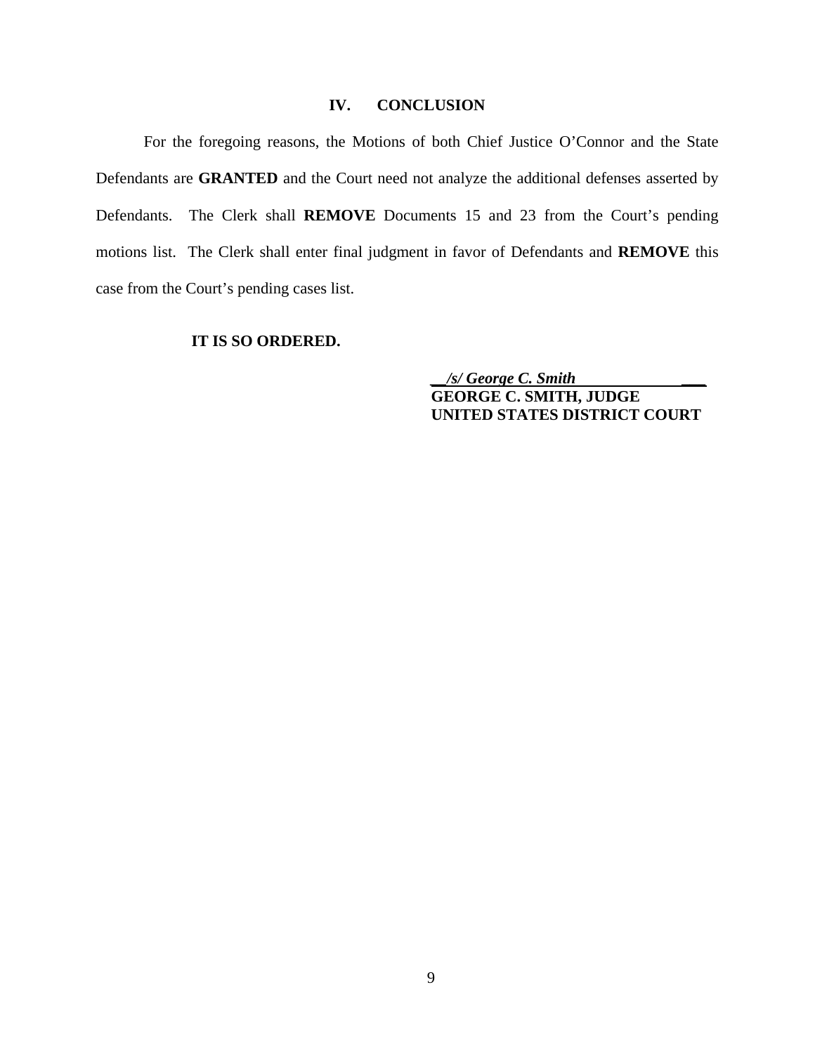## IV. CONCLUSION

For the foregoing reasons, the Motions of both Chief Justice O'Connor and the State Defendants are **GRANTED** and the Court need not analyze the additional defenses asserted by Defendants. The Clerk shall **REMOVE** Documents 15 and 23 from the Court's pending motions list. The Clerk shall enter final judgment in favor of Defendants and **REMOVE** this case from the Court's pending cases list.

**IT IS SO ORDERED.**

***/s/ George C. Smith***
**GEORGE C. SMITH, JUDGE**
**UNITED STATES DISTRICT COURT**